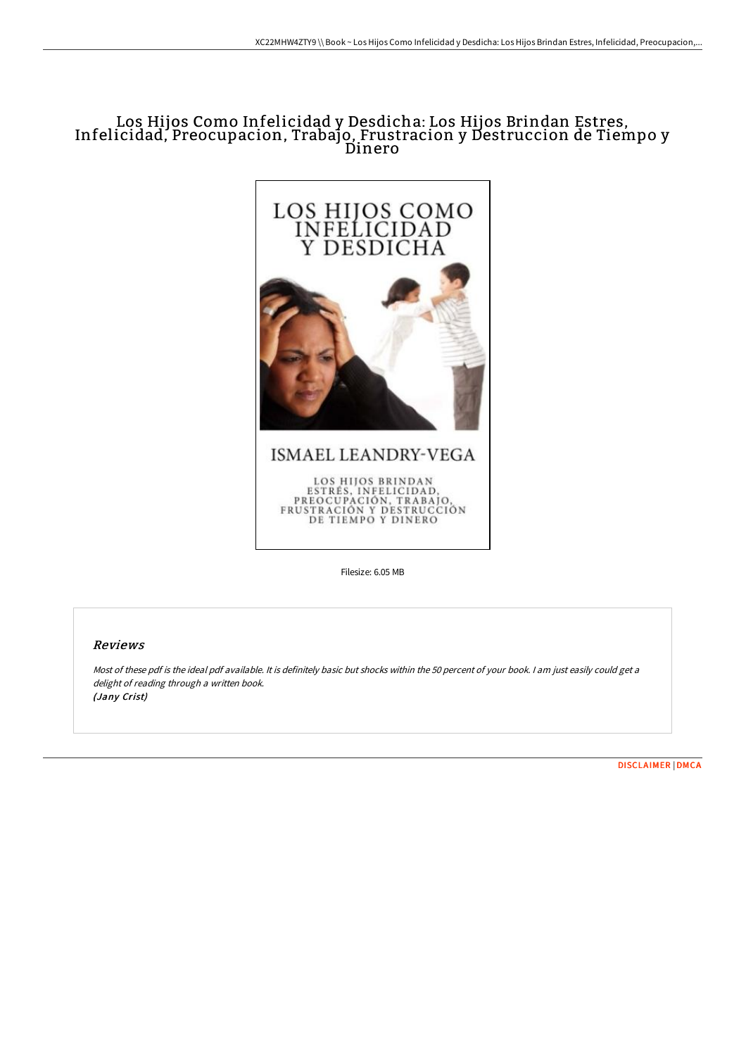# Los Hijos Como Infelicidad y Desdicha: Los Hijos Brindan Estres, Infelicidad, Preocupacion, Trabajo, Frustracion y Destruccion de Tiempo y Dinero

LOS HIJOS COMO INFELICIDAD Y DESDICHA

ISMAEL LEANDRY-VEGA

LOS HIJOS BRINDAN ESTRÉS, INFELICIDAD, PREOCUPACIÓN, TRABAJO, FRUSTRACIÓN Y DESTRUCCIÓN DE TIEMPO Y DINERO

Filesize: 6.05 MB

## Reviews

*Most of these pdf is the ideal pdf available. It is definitely basic but shocks within the 50 percent of your book. I am just easily could get a delight of reading through a written book.*
*(Jany Crist)*

DISCLAIMER | DMCA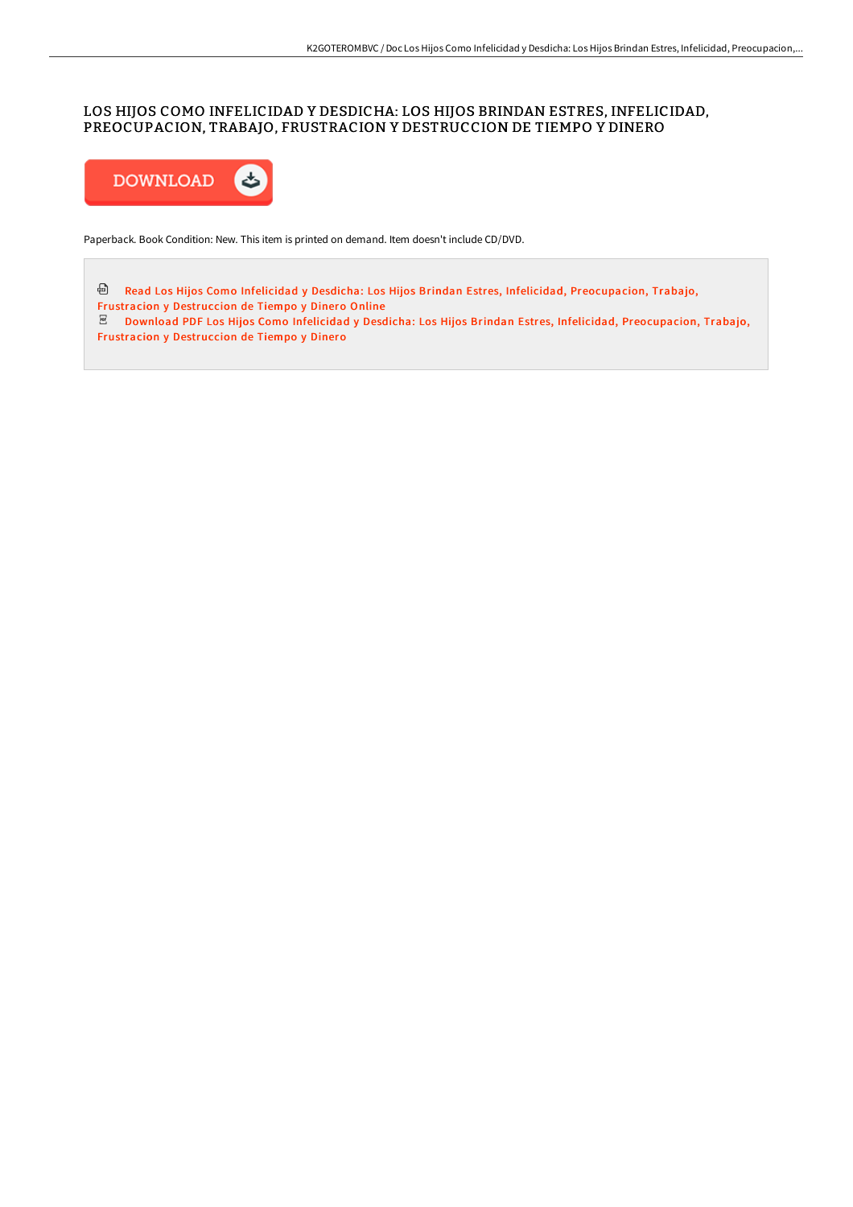# LOS HIJOS COMO INFELICIDAD Y DESDICHA: LOS HIJOS BRINDAN ESTRES, INFELICIDAD, PREOCUPACION, TRABAJO, FRUSTRACION Y DESTRUCCION DE TIEMPO Y DINERO

DOWNLOAD

Paperback. Book Condition: New. This item is printed on demand. Item doesn't include CD/DVD.

Read Los Hijos Como Infelicidad y Desdicha: Los Hijos Brindan Estres, Infelicidad, Preocupacion, Trabajo, Frustracion y Destruccion de Tiempo y Dinero Online

Download PDF Los Hijos Como Infelicidad y Desdicha: Los Hijos Brindan Estres, Infelicidad, Preocupacion, Trabajo, Frustracion y Destruccion de Tiempo y Dinero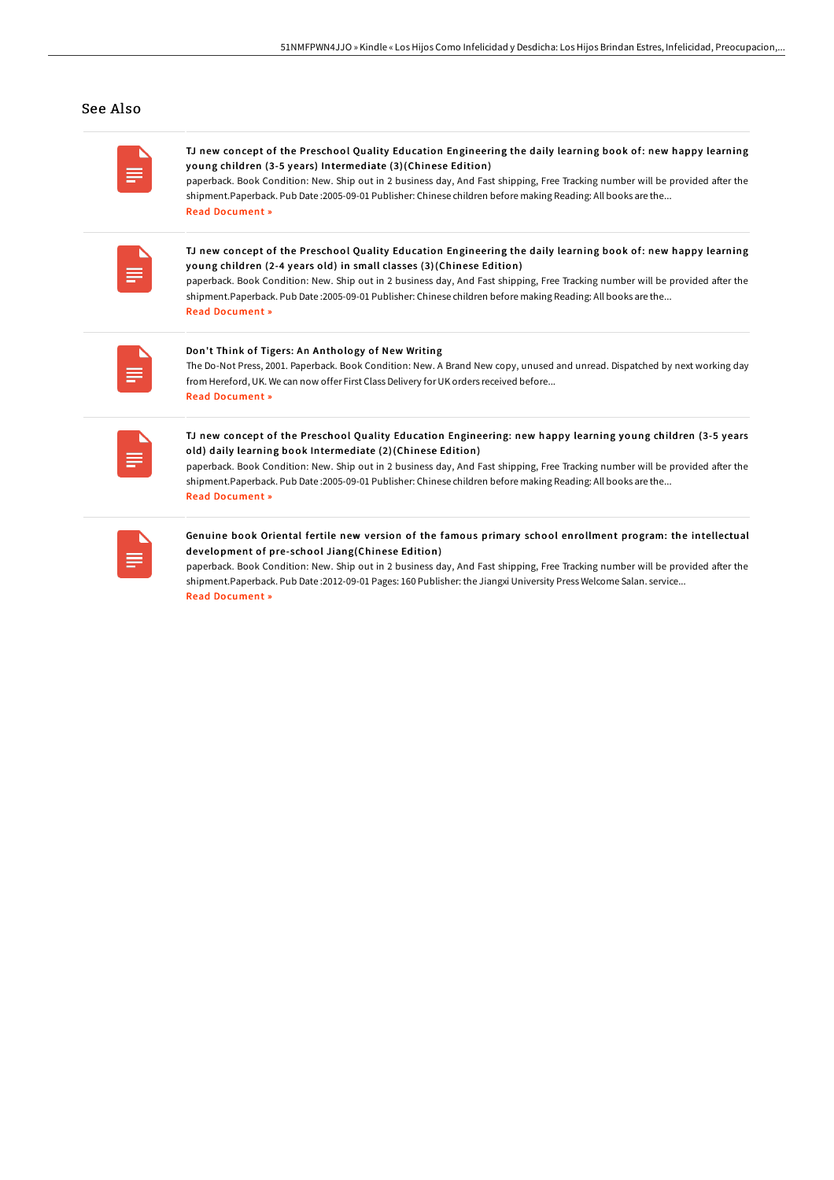## See Also

**TJ new concept of the Preschool Quality Education Engineering the daily learning book of: new happy learning young children (3-5 years) Intermediate (3)(Chinese Edition)**

paperback. Book Condition: New. Ship out in 2 business day, And Fast shipping, Free Tracking number will be provided after the shipment.Paperback. Pub Date :2005-09-01 Publisher: Chinese children before making Reading: All books are the...

Read Document »

**TJ new concept of the Preschool Quality Education Engineering the daily learning book of: new happy learning young children (2-4 years old) in small classes (3)(Chinese Edition)**

paperback. Book Condition: New. Ship out in 2 business day, And Fast shipping, Free Tracking number will be provided after the shipment.Paperback. Pub Date :2005-09-01 Publisher: Chinese children before making Reading: All books are the...

Read Document »

**Don't Think of Tigers: An Anthology of New Writing**

The Do-Not Press, 2001. Paperback. Book Condition: New. A Brand New copy, unused and unread. Dispatched by next working day from Hereford, UK. We can now offer First Class Delivery for UK orders received before...

Read Document »

**TJ new concept of the Preschool Quality Education Engineering: new happy learning young children (3-5 years old) daily learning book Intermediate (2)(Chinese Edition)**

paperback. Book Condition: New. Ship out in 2 business day, And Fast shipping, Free Tracking number will be provided after the shipment.Paperback. Pub Date :2005-09-01 Publisher: Chinese children before making Reading: All books are the...

Read Document »

**Genuine book Oriental fertile new version of the famous primary school enrollment program: the intellectual development of pre-school Jiang(Chinese Edition)**

paperback. Book Condition: New. Ship out in 2 business day, And Fast shipping, Free Tracking number will be provided after the shipment.Paperback. Pub Date :2012-09-01 Pages: 160 Publisher: the Jiangxi University Press Welcome Salan. service...

Read Document »